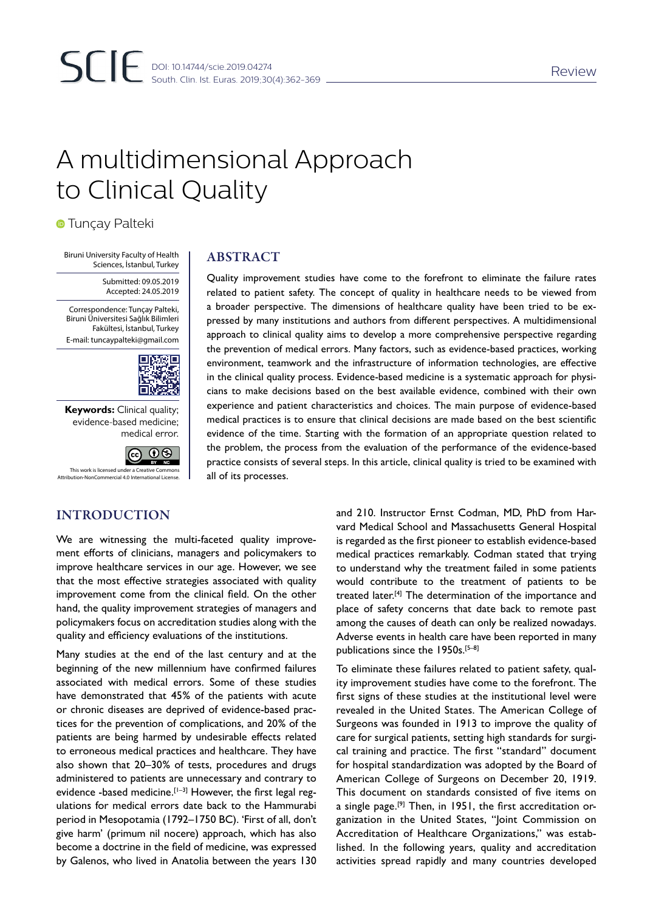Review

# A multidimensional Approach to Clinical Quality

Tunçay Palteki

Biruni University Faculty of Health Sciences, İstanbul, Turkey

Submitted: 09.05.2019
Accepted: 24.05.2019

Correspondence: Tunçay Palteki, Biruni Üniversitesi Sağlık Bilimleri Fakültesi, İstanbul, Turkey
E-mail: tuncaypalteki@gmail.com

**Keywords:** Clinical quality; evidence-based medicine; medical error.

This work is licensed under a Creative Commons Attribution-NonCommercial 4.0 International License.

## ABSTRACT

Quality improvement studies have come to the forefront to eliminate the failure rates related to patient safety. The concept of quality in healthcare needs to be viewed from a broader perspective. The dimensions of healthcare quality have been tried to be expressed by many institutions and authors from different perspectives. A multidimensional approach to clinical quality aims to develop a more comprehensive perspective regarding the prevention of medical errors. Many factors, such as evidence-based practices, working environment, teamwork and the infrastructure of information technologies, are effective in the clinical quality process. Evidence-based medicine is a systematic approach for physicians to make decisions based on the best available evidence, combined with their own experience and patient characteristics and choices. The main purpose of evidence-based medical practices is to ensure that clinical decisions are made based on the best scientific evidence of the time. Starting with the formation of an appropriate question related to the problem, the process from the evaluation of the performance of the evidence-based practice consists of several steps. In this article, clinical quality is tried to be examined with all of its processes.

## INTRODUCTION

We are witnessing the multi-faceted quality improvement efforts of clinicians, managers and policymakers to improve healthcare services in our age. However, we see that the most effective strategies associated with quality improvement come from the clinical field. On the other hand, the quality improvement strategies of managers and policymakers focus on accreditation studies along with the quality and efficiency evaluations of the institutions.

Many studies at the end of the last century and at the beginning of the new millennium have confirmed failures associated with medical errors. Some of these studies have demonstrated that 45% of the patients with acute or chronic diseases are deprived of evidence-based practices for the prevention of complications, and 20% of the patients are being harmed by undesirable effects related to erroneous medical practices and healthcare. They have also shown that 20–30% of tests, procedures and drugs administered to patients are unnecessary and contrary to evidence -based medicine.[1–3] However, the first legal regulations for medical errors date back to the Hammurabi period in Mesopotamia (1792–1750 BC). 'First of all, don't give harm' (primum nil nocere) approach, which has also become a doctrine in the field of medicine, was expressed by Galenos, who lived in Anatolia between the years 130 and 210. Instructor Ernst Codman, MD, PhD from Harvard Medical School and Massachusetts General Hospital is regarded as the first pioneer to establish evidence-based medical practices remarkably. Codman stated that trying to understand why the treatment failed in some patients would contribute to the treatment of patients to be treated later.[4] The determination of the importance and place of safety concerns that date back to remote past among the causes of death can only be realized nowadays. Adverse events in health care have been reported in many publications since the 1950s.[5–8]

To eliminate these failures related to patient safety, quality improvement studies have come to the forefront. The first signs of these studies at the institutional level were revealed in the United States. The American College of Surgeons was founded in 1913 to improve the quality of care for surgical patients, setting high standards for surgical training and practice. The first "standard" document for hospital standardization was adopted by the Board of American College of Surgeons on December 20, 1919. This document on standards consisted of five items on a single page.[9] Then, in 1951, the first accreditation organization in the United States, "Joint Commission on Accreditation of Healthcare Organizations," was established. In the following years, quality and accreditation activities spread rapidly and many countries developed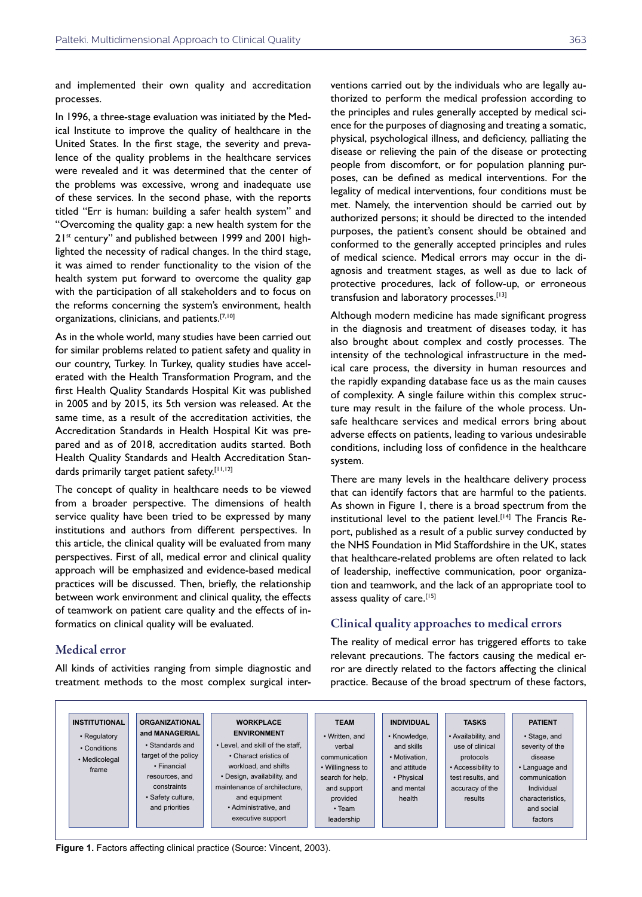and implemented their own quality and accreditation processes.

In 1996, a three-stage evaluation was initiated by the Medical Institute to improve the quality of healthcare in the United States. In the first stage, the severity and prevalence of the quality problems in the healthcare services were revealed and it was determined that the center of the problems was excessive, wrong and inadequate use of these services. In the second phase, with the reports titled "Err is human: building a safer health system" and "Overcoming the quality gap: a new health system for the 21st century" and published between 1999 and 2001 highlighted the necessity of radical changes. In the third stage, it was aimed to render functionality to the vision of the health system put forward to overcome the quality gap with the participation of all stakeholders and to focus on the reforms concerning the system's environment, health organizations, clinicians, and patients.[7,10]

As in the whole world, many studies have been carried out for similar problems related to patient safety and quality in our country, Turkey. In Turkey, quality studies have accelerated with the Health Transformation Program, and the first Health Quality Standards Hospital Kit was published in 2005 and by 2015, its 5th version was released. At the same time, as a result of the accreditation activities, the Accreditation Standards in Health Hospital Kit was prepared and as of 2018, accreditation audits started. Both Health Quality Standards and Health Accreditation Standards primarily target patient safety.[11,12]

The concept of quality in healthcare needs to be viewed from a broader perspective. The dimensions of health service quality have been tried to be expressed by many institutions and authors from different perspectives. In this article, the clinical quality will be evaluated from many perspectives. First of all, medical error and clinical quality approach will be emphasized and evidence-based medical practices will be discussed. Then, briefly, the relationship between work environment and clinical quality, the effects of teamwork on patient care quality and the effects of informatics on clinical quality will be evaluated.

## Medical error

All kinds of activities ranging from simple diagnostic and treatment methods to the most complex surgical interventions carried out by the individuals who are legally authorized to perform the medical profession according to the principles and rules generally accepted by medical science for the purposes of diagnosing and treating a somatic, physical, psychological illness, and deficiency, palliating the disease or relieving the pain of the disease or protecting people from discomfort, or for population planning purposes, can be defined as medical interventions. For the legality of medical interventions, four conditions must be met. Namely, the intervention should be carried out by authorized persons; it should be directed to the intended purposes, the patient's consent should be obtained and conformed to the generally accepted principles and rules of medical science. Medical errors may occur in the diagnosis and treatment stages, as well as due to lack of protective procedures, lack of follow-up, or erroneous transfusion and laboratory processes.[13]

Although modern medicine has made significant progress in the diagnosis and treatment of diseases today, it has also brought about complex and costly processes. The intensity of the technological infrastructure in the medical care process, the diversity in human resources and the rapidly expanding database face us as the main causes of complexity. A single failure within this complex structure may result in the failure of the whole process. Unsafe healthcare services and medical errors bring about adverse effects on patients, leading to various undesirable conditions, including loss of confidence in the healthcare system.

There are many levels in the healthcare delivery process that can identify factors that are harmful to the patients. As shown in Figure 1, there is a broad spectrum from the institutional level to the patient level.[14] The Francis Report, published as a result of a public survey conducted by the NHS Foundation in Mid Staffordshire in the UK, states that healthcare-related problems are often related to lack of leadership, ineffective communication, poor organization and teamwork, and the lack of an appropriate tool to assess quality of care.[15]

## Clinical quality approaches to medical errors

The reality of medical error has triggered efforts to take relevant precautions. The factors causing the medical error are directly related to the factors affecting the clinical practice. Because of the broad spectrum of these factors,

| INSTITUTIONAL | ORGANIZATIONAL and MANAGERIAL | WORKPLACE ENVIRONMENT | TEAM | INDIVIDUAL | TASKS | PATIENT |
|---|---|---|---|---|---|---|
| • Regulatory<br>• Conditions<br>• Medicolegal frame | • Standards and target of the policy<br>• Financial resources, and constraints<br>• Safety culture, and priorities | • Level, and skill of the staff,<br>• Charact eristics of workload, and shifts<br>• Design, availability, and maintenance of architecture, and equipment<br>• Administrative, and executive support | • Written, and verbal communication<br>• Willingness to search for help, and support provided<br>• Team leadership | • Knowledge, and skills<br>• Motivation, and attitude<br>• Physical and mental health | • Availability, and use of clinical protocols<br>• Accessibility to test results, and accuracy of the results | • Stage, and severity of the disease<br>• Language and communication Individual characteristics, and social factors |

**Figure 1.** Factors affecting clinical practice (Source: Vincent, 2003).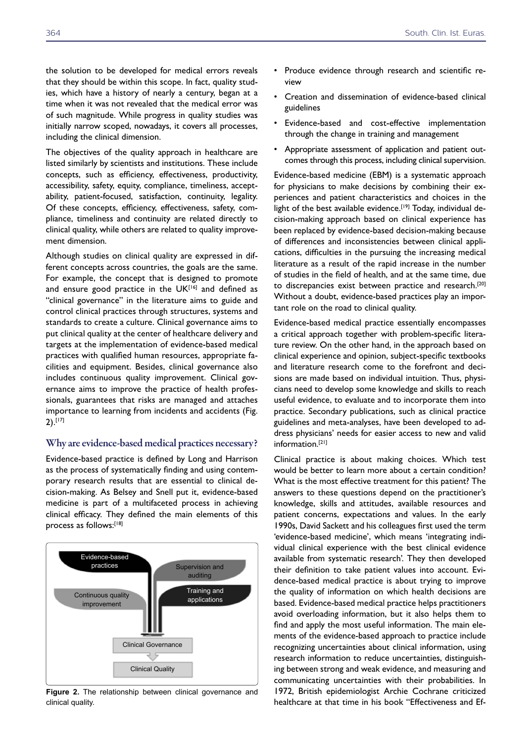the solution to be developed for medical errors reveals that they should be within this scope. In fact, quality studies, which have a history of nearly a century, began at a time when it was not revealed that the medical error was of such magnitude. While progress in quality studies was initially narrow scoped, nowadays, it covers all processes, including the clinical dimension.

The objectives of the quality approach in healthcare are listed similarly by scientists and institutions. These include concepts, such as efficiency, effectiveness, productivity, accessibility, safety, equity, compliance, timeliness, acceptability, patient-focused, satisfaction, continuity, legality. Of these concepts, efficiency, effectiveness, safety, compliance, timeliness and continuity are related directly to clinical quality, while others are related to quality improvement dimension.

Although studies on clinical quality are expressed in different concepts across countries, the goals are the same. For example, the concept that is designed to promote and ensure good practice in the UK[16] and defined as "clinical governance" in the literature aims to guide and control clinical practices through structures, systems and standards to create a culture. Clinical governance aims to put clinical quality at the center of healthcare delivery and targets at the implementation of evidence-based medical practices with qualified human resources, appropriate facilities and equipment. Besides, clinical governance also includes continuous quality improvement. Clinical governance aims to improve the practice of health professionals, guarantees that risks are managed and attaches importance to learning from incidents and accidents (Fig. 2).[17]

## Why are evidence-based medical practices necessary?

Evidence-based practice is defined by Long and Harrison as the process of systematically finding and using contemporary research results that are essential to clinical decision-making. As Belsey and Snell put it, evidence-based medicine is part of a multifaceted process in achieving clinical efficacy. They defined the main elements of this process as follows:[18]

- Produce evidence through research and scientific review
- Creation and dissemination of evidence-based clinical guidelines
- Evidence-based and cost-effective implementation through the change in training and management
- Appropriate assessment of application and patient outcomes through this process, including clinical supervision.

Evidence-based medicine (EBM) is a systematic approach for physicians to make decisions by combining their experiences and patient characteristics and choices in the light of the best available evidence.[19] Today, individual decision-making approach based on clinical experience has been replaced by evidence-based decision-making because of differences and inconsistencies between clinical applications, difficulties in the pursuing the increasing medical literature as a result of the rapid increase in the number of studies in the field of health, and at the same time, due to discrepancies exist between practice and research.[20] Without a doubt, evidence-based practices play an important role on the road to clinical quality.

Evidence-based medical practice essentially encompasses a critical approach together with problem-specific literature review. On the other hand, in the approach based on clinical experience and opinion, subject-specific textbooks and literature research come to the forefront and decisions are made based on individual intuition. Thus, physicians need to develop some knowledge and skills to reach useful evidence, to evaluate and to incorporate them into practice. Secondary publications, such as clinical practice guidelines and meta-analyses, have been developed to address physicians' needs for easier access to new and valid information.[21]

Clinical practice is about making choices. Which test would be better to learn more about a certain condition? What is the most effective treatment for this patient? The answers to these questions depend on the practitioner's knowledge, skills and attitudes, available resources and patient concerns, expectations and values. In the early 1990s, David Sackett and his colleagues first used the term 'evidence-based medicine', which means 'integrating individual clinical experience with the best clinical evidence available from systematic research'. They then developed their definition to take patient values into account. Evidence-based medical practice is about trying to improve the quality of information on which health decisions are based. Evidence-based medical practice helps practitioners avoid overloading information, but it also helps them to find and apply the most useful information. The main elements of the evidence-based approach to practice include recognizing uncertainties about clinical information, using research information to reduce uncertainties, distinguishing between strong and weak evidence, and measuring and communicating uncertainties with their probabilities. In 1972, British epidemiologist Archie Cochrane criticized healthcare at that time in his book "Effectiveness and Ef-

Evidence-based practices | Supervision and auditing | Continuous quality improvement | Training and applications → Clinical Governance → Clinical Quality

**Figure 2.** The relationship between clinical governance and clinical quality.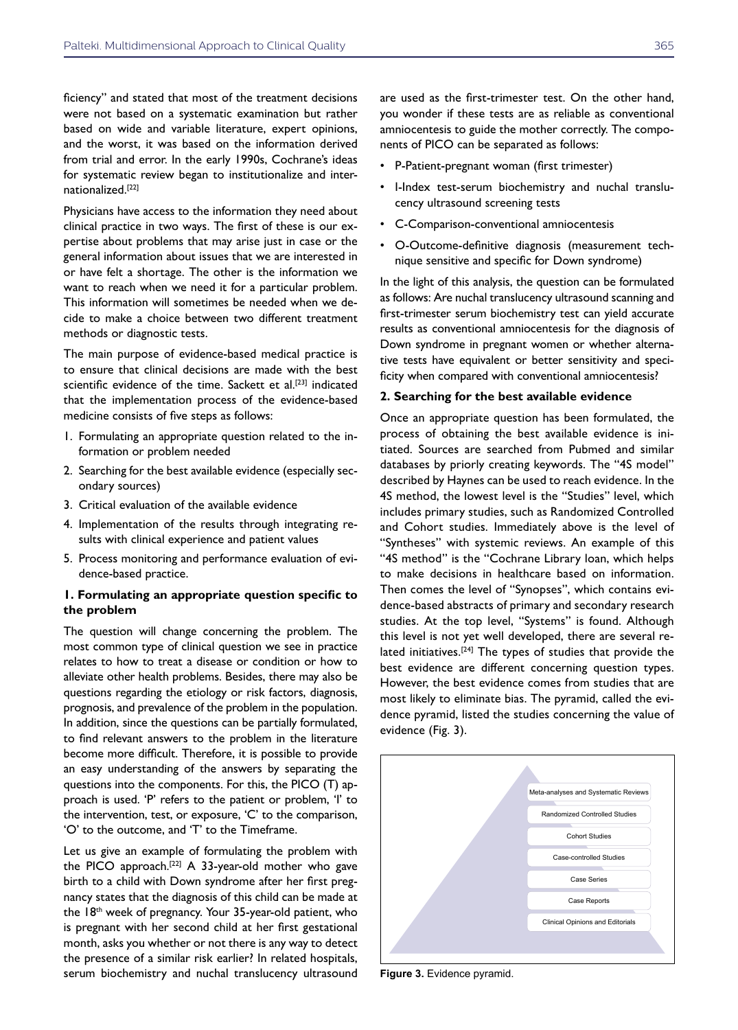ficiency" and stated that most of the treatment decisions were not based on a systematic examination but rather based on wide and variable literature, expert opinions, and the worst, it was based on the information derived from trial and error. In the early 1990s, Cochrane's ideas for systematic review began to institutionalize and internationalized.[22]

Physicians have access to the information they need about clinical practice in two ways. The first of these is our expertise about problems that may arise just in case or the general information about issues that we are interested in or have felt a shortage. The other is the information we want to reach when we need it for a particular problem. This information will sometimes be needed when we decide to make a choice between two different treatment methods or diagnostic tests.

The main purpose of evidence-based medical practice is to ensure that clinical decisions are made with the best scientific evidence of the time. Sackett et al.[23] indicated that the implementation process of the evidence-based medicine consists of five steps as follows:

1. Formulating an appropriate question related to the information or problem needed
2. Searching for the best available evidence (especially secondary sources)
3. Critical evaluation of the available evidence
4. Implementation of the results through integrating results with clinical experience and patient values
5. Process monitoring and performance evaluation of evidence-based practice.

**1. Formulating an appropriate question specific to the problem**

The question will change concerning the problem. The most common type of clinical question we see in practice relates to how to treat a disease or condition or how to alleviate other health problems. Besides, there may also be questions regarding the etiology or risk factors, diagnosis, prognosis, and prevalence of the problem in the population. In addition, since the questions can be partially formulated, to find relevant answers to the problem in the literature become more difficult. Therefore, it is possible to provide an easy understanding of the answers by separating the questions into the components. For this, the PICO (T) approach is used. 'P' refers to the patient or problem, 'I' to the intervention, test, or exposure, 'C' to the comparison, 'O' to the outcome, and 'T' to the Timeframe.

Let us give an example of formulating the problem with the PICO approach.[22] A 33-year-old mother who gave birth to a child with Down syndrome after her first pregnancy states that the diagnosis of this child can be made at the 18th week of pregnancy. Your 35-year-old patient, who is pregnant with her second child at her first gestational month, asks you whether or not there is any way to detect the presence of a similar risk earlier? In related hospitals, serum biochemistry and nuchal translucency ultrasound are used as the first-trimester test. On the other hand, you wonder if these tests are as reliable as conventional amniocentesis to guide the mother correctly. The components of PICO can be separated as follows:

- P-Patient-pregnant woman (first trimester)
- I-Index test-serum biochemistry and nuchal translucency ultrasound screening tests
- C-Comparison-conventional amniocentesis
- O-Outcome-definitive diagnosis (measurement technique sensitive and specific for Down syndrome)

In the light of this analysis, the question can be formulated as follows: Are nuchal translucency ultrasound scanning and first-trimester serum biochemistry test can yield accurate results as conventional amniocentesis for the diagnosis of Down syndrome in pregnant women or whether alternative tests have equivalent or better sensitivity and specificity when compared with conventional amniocentesis?

**2. Searching for the best available evidence**

Once an appropriate question has been formulated, the process of obtaining the best available evidence is initiated. Sources are searched from Pubmed and similar databases by priorly creating keywords. The "4S model" described by Haynes can be used to reach evidence. In the 4S method, the lowest level is the "Studies" level, which includes primary studies, such as Randomized Controlled and Cohort studies. Immediately above is the level of "Syntheses" with systemic reviews. An example of this "4S method" is the "Cochrane Library loan, which helps to make decisions in healthcare based on information. Then comes the level of "Synopses", which contains evidence-based abstracts of primary and secondary research studies. At the top level, "Systems" is found. Although this level is not yet well developed, there are several related initiatives.[24] The types of studies that provide the best evidence are different concerning question types. However, the best evidence comes from studies that are most likely to eliminate bias. The pyramid, called the evidence pyramid, listed the studies concerning the value of evidence (Fig. 3).

Meta-analyses and Systematic Reviews
Randomized Controlled Studies
Cohort Studies
Case-controlled Studies
Case Series
Case Reports
Clinical Opinions and Editorials

**Figure 3.** Evidence pyramid.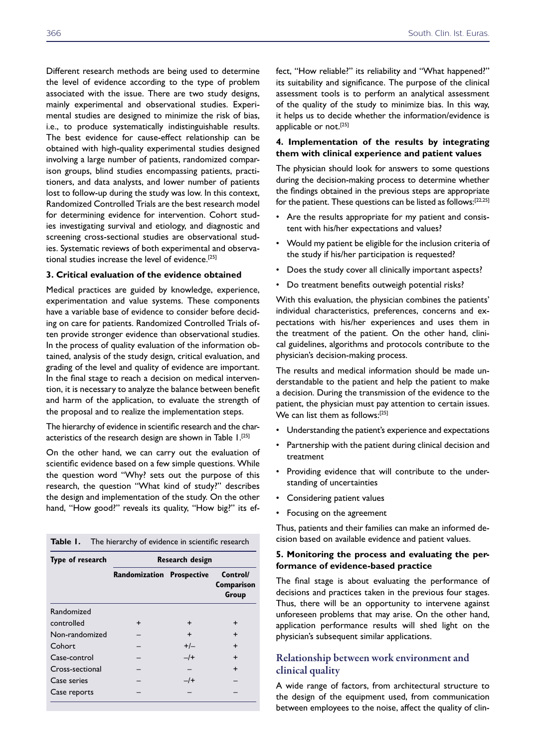Different research methods are being used to determine the level of evidence according to the type of problem associated with the issue. There are two study designs, mainly experimental and observational studies. Experimental studies are designed to minimize the risk of bias, i.e., to produce systematically indistinguishable results. The best evidence for cause-effect relationship can be obtained with high-quality experimental studies designed involving a large number of patients, randomized comparison groups, blind studies encompassing patients, practitioners, and data analysts, and lower number of patients lost to follow-up during the study was low. In this context, Randomized Controlled Trials are the best research model for determining evidence for intervention. Cohort studies investigating survival and etiology, and diagnostic and screening cross-sectional studies are observational studies. Systematic reviews of both experimental and observational studies increase the level of evidence.[25]

### 3. Critical evaluation of the evidence obtained

Medical practices are guided by knowledge, experience, experimentation and value systems. These components have a variable base of evidence to consider before deciding on care for patients. Randomized Controlled Trials often provide stronger evidence than observational studies. In the process of quality evaluation of the information obtained, analysis of the study design, critical evaluation, and grading of the level and quality of evidence are important. In the final stage to reach a decision on medical intervention, it is necessary to analyze the balance between benefit and harm of the application, to evaluate the strength of the proposal and to realize the implementation steps.

The hierarchy of evidence in scientific research and the characteristics of the research design are shown in Table 1.[25]

On the other hand, we can carry out the evaluation of scientific evidence based on a few simple questions. While the question word "Why? sets out the purpose of this research, the question "What kind of study?" describes the design and implementation of the study. On the other hand, "How good?" reveals its quality, "How big?" its effect, "How reliable?" its reliability and "What happened?" its suitability and significance. The purpose of the clinical assessment tools is to perform an analytical assessment of the quality of the study to minimize bias. In this way, it helps us to decide whether the information/evidence is applicable or not.[25]

**Table 1.** The hierarchy of evidence in scientific research

| Type of research | Research design | | |
|---|---|---|---|
| | Randomization | Prospective | Control/ Comparison Group |
| Randomized controlled | + | + | + |
| Non-randomized | – | + | + |
| Cohort | – | +/– | + |
| Case-control | – | –/+ | + |
| Cross-sectional | – | – | + |
| Case series | – | –/+ | – |
| Case reports | – | – | – |

### 4. Implementation of the results by integrating them with clinical experience and patient values

The physician should look for answers to some questions during the decision-making process to determine whether the findings obtained in the previous steps are appropriate for the patient. These questions can be listed as follows:[22,25]

- Are the results appropriate for my patient and consistent with his/her expectations and values?
- Would my patient be eligible for the inclusion criteria of the study if his/her participation is requested?
- Does the study cover all clinically important aspects?
- Do treatment benefits outweigh potential risks?

With this evaluation, the physician combines the patients' individual characteristics, preferences, concerns and expectations with his/her experiences and uses them in the treatment of the patient. On the other hand, clinical guidelines, algorithms and protocols contribute to the physician's decision-making process.

The results and medical information should be made understandable to the patient and help the patient to make a decision. During the transmission of the evidence to the patient, the physician must pay attention to certain issues. We can list them as follows:[25]

- Understanding the patient's experience and expectations
- Partnership with the patient during clinical decision and treatment
- Providing evidence that will contribute to the understanding of uncertainties
- Considering patient values
- Focusing on the agreement

Thus, patients and their families can make an informed decision based on available evidence and patient values.

### 5. Monitoring the process and evaluating the performance of evidence-based practice

The final stage is about evaluating the performance of decisions and practices taken in the previous four stages. Thus, there will be an opportunity to translate against unforeseen problems that may arise. On the other hand, application performance results will shed light on the physician's subsequent similar applications.

## Relationship between work environment and clinical quality

A wide range of factors, from architectural structure to the design of the equipment used, from communication between employees to the noise, affect the quality of clin-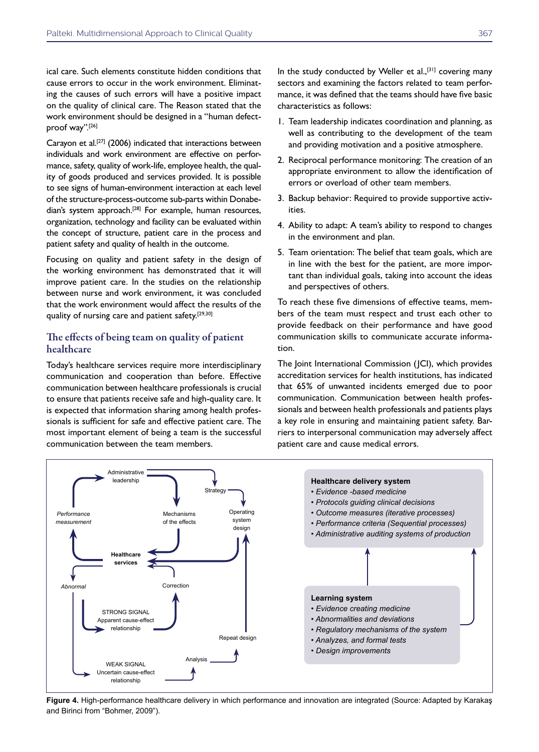ical care. Such elements constitute hidden conditions that cause errors to occur in the work environment. Eliminating the causes of such errors will have a positive impact on the quality of clinical care. The Reason stated that the work environment should be designed in a "human defect-proof way".[26]

Carayon et al.[27] (2006) indicated that interactions between individuals and work environment are effective on performance, safety, quality of work-life, employee health, the quality of goods produced and services provided. It is possible to see signs of human-environment interaction at each level of the structure-process-outcome sub-parts within Donabedian's system approach.[28] For example, human resources, organization, technology and facility can be evaluated within the concept of structure, patient care in the process and patient safety and quality of health in the outcome.

Focusing on quality and patient safety in the design of the working environment has demonstrated that it will improve patient care. In the studies on the relationship between nurse and work environment, it was concluded that the work environment would affect the results of the quality of nursing care and patient safety.[29,30]

## The effects of being team on quality of patient healthcare

Today's healthcare services require more interdisciplinary communication and cooperation than before. Effective communication between healthcare professionals is crucial to ensure that patients receive safe and high-quality care. It is expected that information sharing among health professionals is sufficient for safe and effective patient care. The most important element of being a team is the successful communication between the team members.

In the study conducted by Weller et al.,[31] covering many sectors and examining the factors related to team performance, it was defined that the teams should have five basic characteristics as follows:

1. Team leadership indicates coordination and planning, as well as contributing to the development of the team and providing motivation and a positive atmosphere.
2. Reciprocal performance monitoring: The creation of an appropriate environment to allow the identification of errors or overload of other team members.
3. Backup behavior: Required to provide supportive activities.
4. Ability to adapt: A team's ability to respond to changes in the environment and plan.
5. Team orientation: The belief that team goals, which are in line with the best for the patient, are more important than individual goals, taking into account the ideas and perspectives of others.

To reach these five dimensions of effective teams, members of the team must respect and trust each other to provide feedback on their performance and have good communication skills to communicate accurate information.

The Joint International Commission (JCI), which provides accreditation services for health institutions, has indicated that 65% of unwanted incidents emerged due to poor communication. Communication between health professionals and between health professionals and patients plays a key role in ensuring and maintaining patient safety. Barriers to interpersonal communication may adversely affect patient care and cause medical errors.

Administrative leadership
Strategy
Performance measurement
Mechanisms of the effects
Operating system design
Healthcare services
Abnormal
Correction
STRONG SIGNAL Apparent cause-effect relationship
Repeat design
Analysis
WEAK SIGNAL Uncertain cause-effect relationship

**Healthcare delivery system**
- *Evidence -based medicine*
- *Protocols guiding clinical decisions*
- *Outcome measures (iterative processes)*
- *Performance criteria (Sequential processes)*
- *Administrative auditing systems of production*

**Learning system**
- *Evidence creating medicine*
- *Abnormalities and deviations*
- *Regulatory mechanisms of the system*
- *Analyzes, and formal tests*
- *Design improvements*

**Figure 4.** High-performance healthcare delivery in which performance and innovation are integrated (Source: Adapted by Karakaş and Birinci from "Bohmer, 2009").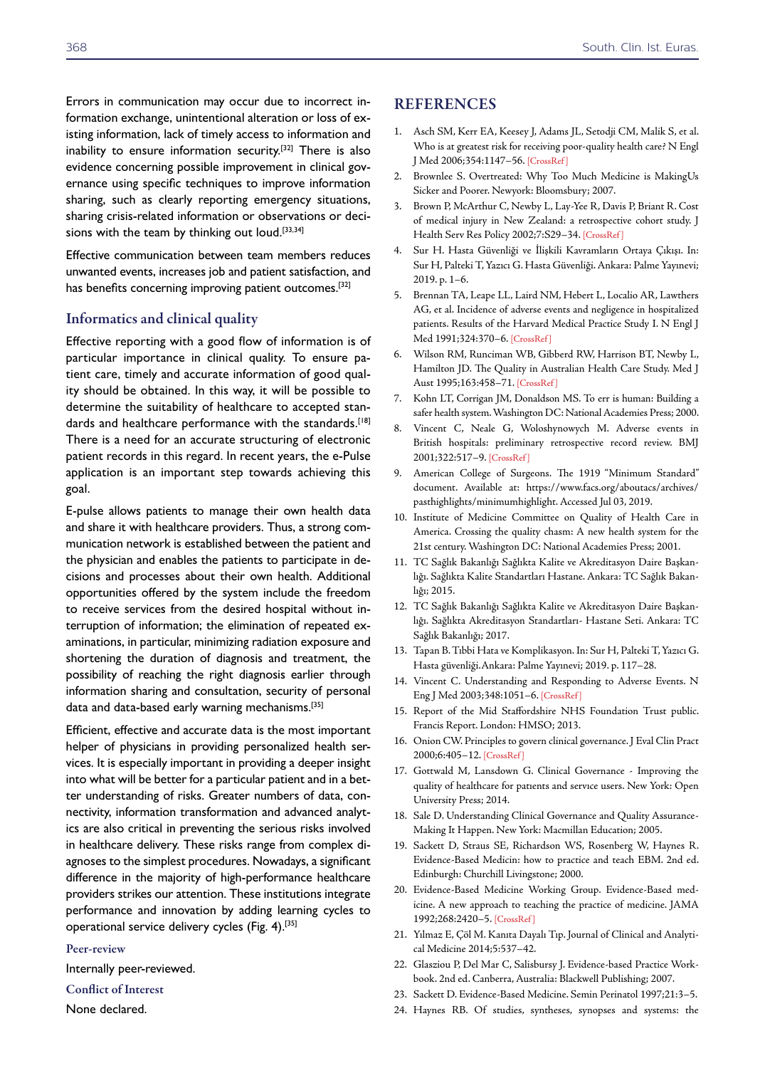Errors in communication may occur due to incorrect information exchange, unintentional alteration or loss of existing information, lack of timely access to information and inability to ensure information security.[32] There is also evidence concerning possible improvement in clinical governance using specific techniques to improve information sharing, such as clearly reporting emergency situations, sharing crisis-related information or observations or decisions with the team by thinking out loud.[33,34]

Effective communication between team members reduces unwanted events, increases job and patient satisfaction, and has benefits concerning improving patient outcomes.[32]

## Informatics and clinical quality

Effective reporting with a good flow of information is of particular importance in clinical quality. To ensure patient care, timely and accurate information of good quality should be obtained. In this way, it will be possible to determine the suitability of healthcare to accepted standards and healthcare performance with the standards.[18] There is a need for an accurate structuring of electronic patient records in this regard. In recent years, the e-Pulse application is an important step towards achieving this goal.

E-pulse allows patients to manage their own health data and share it with healthcare providers. Thus, a strong communication network is established between the patient and the physician and enables the patients to participate in decisions and processes about their own health. Additional opportunities offered by the system include the freedom to receive services from the desired hospital without interruption of information; the elimination of repeated examinations, in particular, minimizing radiation exposure and shortening the duration of diagnosis and treatment, the possibility of reaching the right diagnosis earlier through information sharing and consultation, security of personal data and data-based early warning mechanisms.[35]

Efficient, effective and accurate data is the most important helper of physicians in providing personalized health services. It is especially important in providing a deeper insight into what will be better for a particular patient and in a better understanding of risks. Greater numbers of data, connectivity, information transformation and advanced analytics are also critical in preventing the serious risks involved in healthcare delivery. These risks range from complex diagnoses to the simplest procedures. Nowadays, a significant difference in the majority of high-performance healthcare providers strikes our attention. These institutions integrate performance and innovation by adding learning cycles to operational service delivery cycles (Fig. 4).[35]

### Peer-review

Internally peer-reviewed.

### Conflict of Interest

None declared.

## REFERENCES

1. Asch SM, Kerr EA, Keesey J, Adams JL, Setodji CM, Malik S, et al. Who is at greatest risk for receiving poor-quality health care? N Engl J Med 2006;354:1147–56. [CrossRef]
2. Brownlee S. Overtreated: Why Too Much Medicine is MakingUs Sicker and Poorer. Newyork: Bloomsbury; 2007.
3. Brown P, McArthur C, Newby L, Lay-Yee R, Davis P, Briant R. Cost of medical injury in New Zealand: a retrospective cohort study. J Health Serv Res Policy 2002;7:S29–34. [CrossRef]
4. Sur H. Hasta Güvenliği ve İlişkili Kavramların Ortaya Çıkışı. In: Sur H, Palteki T, Yazıcı G. Hasta Güvenliği. Ankara: Palme Yayınevi; 2019. p. 1–6.
5. Brennan TA, Leape LL, Laird NM, Hebert L, Localio AR, Lawthers AG, et al. Incidence of adverse events and negligence in hospitalized patients. Results of the Harvard Medical Practice Study I. N Engl J Med 1991;324:370–6. [CrossRef]
6. Wilson RM, Runciman WB, Gibberd RW, Harrison BT, Newby L, Hamilton JD. The Quality in Australian Health Care Study. Med J Aust 1995;163:458–71. [CrossRef]
7. Kohn LT, Corrigan JM, Donaldson MS. To err is human: Building a safer health system. Washington DC: National Academies Press; 2000.
8. Vincent C, Neale G, Woloshynowych M. Adverse events in British hospitals: preliminary retrospective record review. BMJ 2001;322:517–9. [CrossRef]
9. American College of Surgeons. The 1919 "Minimum Standard" document. Available at: https://www.facs.org/aboutacs/archives/pasthighlights/minimumhighlight. Accessed Jul 03, 2019.
10. Institute of Medicine Committee on Quality of Health Care in America. Crossing the quality chasm: A new health system for the 21st century. Washington DC: National Academies Press; 2001.
11. TC Sağlık Bakanlığı Sağlıkta Kalite ve Akreditasyon Daire Başkanlığı. Sağlıkta Kalite Standartları Hastane. Ankara: TC Sağlık Bakanlığı; 2015.
12. TC Sağlık Bakanlığı Sağlıkta Kalite ve Akreditasyon Daire Başkanlığı. Sağlıkta Akreditasyon Standartları- Hastane Seti. Ankara: TC Sağlık Bakanlığı; 2017.
13. Tapan B. Tıbbi Hata ve Komplikasyon. In: Sur H, Palteki T, Yazıcı G. Hasta güvenliği. Ankara: Palme Yayınevi; 2019. p. 117–28.
14. Vincent C. Understanding and Responding to Adverse Events. N Eng J Med 2003;348:1051–6. [CrossRef]
15. Report of the Mid Staffordshire NHS Foundation Trust public. Francis Report. London: HMSO; 2013.
16. Onion CW. Principles to govern clinical governance. J Eval Clin Pract 2000;6:405–12. [CrossRef]
17. Gottwald M, Lansdown G. Clinical Governance - Improving the quality of healthcare for patients and service users. New York: Open University Press; 2014.
18. Sale D. Understanding Clinical Governance and Quality Assurance-Making It Happen. New York: Macmillan Education; 2005.
19. Sackett D, Straus SE, Richardson WS, Rosenberg W, Haynes R. Evidence-Based Medicin: how to practice and teach EBM. 2nd ed. Edinburgh: Churchill Livingstone; 2000.
20. Evidence-Based Medicine Working Group. Evidence-Based medicine. A new approach to teaching the practice of medicine. JAMA 1992;268:2420–5. [CrossRef]
21. Yılmaz E, Çöl M. Kanıta Dayalı Tıp. Journal of Clinical and Analytical Medicine 2014;5:537–42.
22. Glasziou P, Del Mar C, Salisbursy J. Evidence-based Practice Workbook. 2nd ed. Canberra, Australia: Blackwell Publishing; 2007.
23. Sackett D. Evidence-Based Medicine. Semin Perinatol 1997;21:3–5.
24. Haynes RB. Of studies, syntheses, synopses and systems: the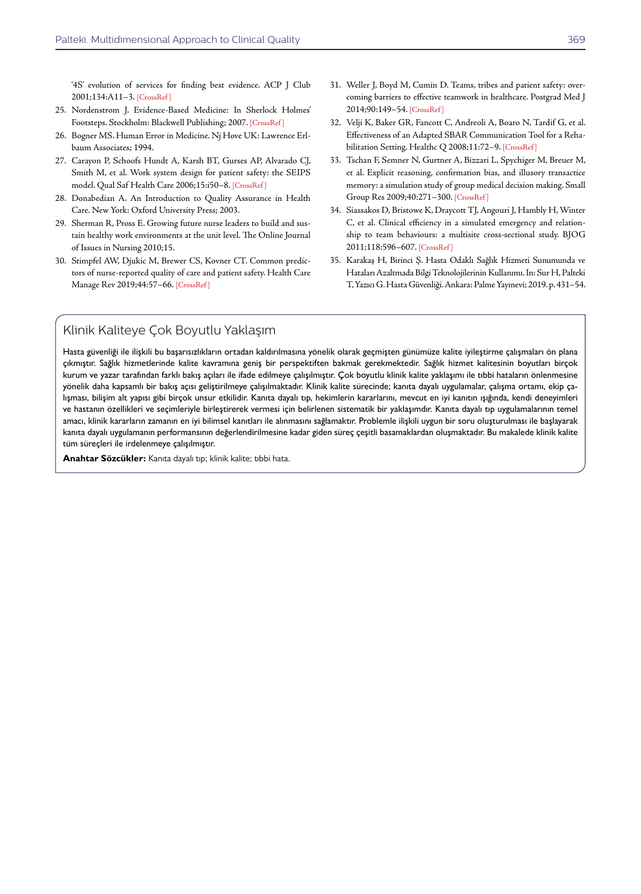'4S' evolution of services for finding best evidence. ACP J Club 2001;134:A11–3. [CrossRef]

25. Nordenstrom J. Evidence-Based Medicine: In Sherlock Holmes' Footsteps. Stockholm: Blackwell Publishing; 2007. [CrossRef]
26. Bogner MS. Human Error in Medicine. Nj Hove UK: Lawrence Erlbaum Associates; 1994.
27. Carayon P, Schoofs Hundt A, Karsh BT, Gurses AP, Alvarado CJ, Smith M, et al. Work system design for patient safety: the SEIPS model. Qual Saf Health Care 2006;15:i50–8. [CrossRef]
28. Donabedian A. An Introduction to Quality Assurance in Health Care. New York: Oxford University Press; 2003.
29. Sherman R, Pross E. Growing future nurse leaders to build and sustain healthy work environments at the unit level. The Online Journal of Issues in Nursing 2010;15.
30. Stimpfel AW, Djukic M, Brewer CS, Kovner CT. Common predictors of nurse-reported quality of care and patient safety. Health Care Manage Rev 2019;44:57–66. [CrossRef]
31. Weller J, Boyd M, Cumin D. Teams, tribes and patient safety: overcoming barriers to effective teamwork in healthcare. Postgrad Med J 2014;90:149–54. [CrossRef]
32. Velji K, Baker GR, Fancott C, Andreoli A, Boaro N, Tardif G, et al. Effectiveness of an Adapted SBAR Communication Tool for a Rehabilitation Setting. Healthc Q 2008;11:72–9. [CrossRef]
33. Tschan F, Semner N, Gurtner A, Bizzari L, Spychiger M, Breuer M, et al. Explicit reasoning, confirmation bias, and illusory transactice memory: a simulation study of group medical decision making. Small Group Res 2009;40:271–300. [CrossRef]
34. Siassakos D, Bristowe K, Draycott TJ, Angouri J, Hambly H, Winter C, et al. Clinical efficiency in a simulated emergency and relationship to team behaviours: a multisite cross-sectional study. BJOG 2011;118:596–607. [CrossRef]
35. Karakaş H, Birinci Ş. Hasta Odaklı Sağlık Hizmeti Sunumunda ve Hataları Azaltmada Bilgi Teknolojilerinin Kullanımı. In: Sur H, Palteki T, Yazıcı G. Hasta Güvenliği. Ankara: Palme Yayınevi; 2019. p. 431–54.

## Klinik Kaliteye Çok Boyutlu Yaklaşım

Hasta güvenliği ile ilişkili bu başarısızlıkların ortadan kaldırılmasına yönelik olarak geçmişten günümüze kalite iyileştirme çalışmaları ön plana çıkmıştır. Sağlık hizmetlerinde kalite kavramına geniş bir perspektiften bakmak gerekmektedir. Sağlık hizmet kalitesinin boyutları birçok kurum ve yazar tarafından farklı bakış açıları ile ifade edilmeye çalışılmıştır. Çok boyutlu klinik kalite yaklaşımı ile tıbbi hataların önlenmesine yönelik daha kapsamlı bir bakış açısı geliştirilmeye çalışılmaktadır. Klinik kalite sürecinde; kanıta dayalı uygulamalar, çalışma ortamı, ekip çalışması, bilişim alt yapısı gibi birçok unsur etkilidir. Kanıta dayalı tıp, hekimlerin kararlarını, mevcut en iyi kanıtın ışığında, kendi deneyimleri ve hastanın özellikleri ve seçimleriyle birleştirerek vermesi için belirlenen sistematik bir yaklaşımdır. Kanıta dayalı tıp uygulamalarının temel amacı, klinik kararların zamanın en iyi bilimsel kanıtları ile alınmasını sağlamaktır. Problemle ilişkili uygun bir soru oluşturulması ile başlayarak kanıta dayalı uygulamanın performansının değerlendirilmesine kadar giden süreç çeşitli basamaklardan oluşmaktadır. Bu makalede klinik kalite tüm süreçleri ile irdelenmeye çalışılmıştır.

**Anahtar Sözcükler:** Kanıta dayalı tıp; klinik kalite; tıbbi hata.